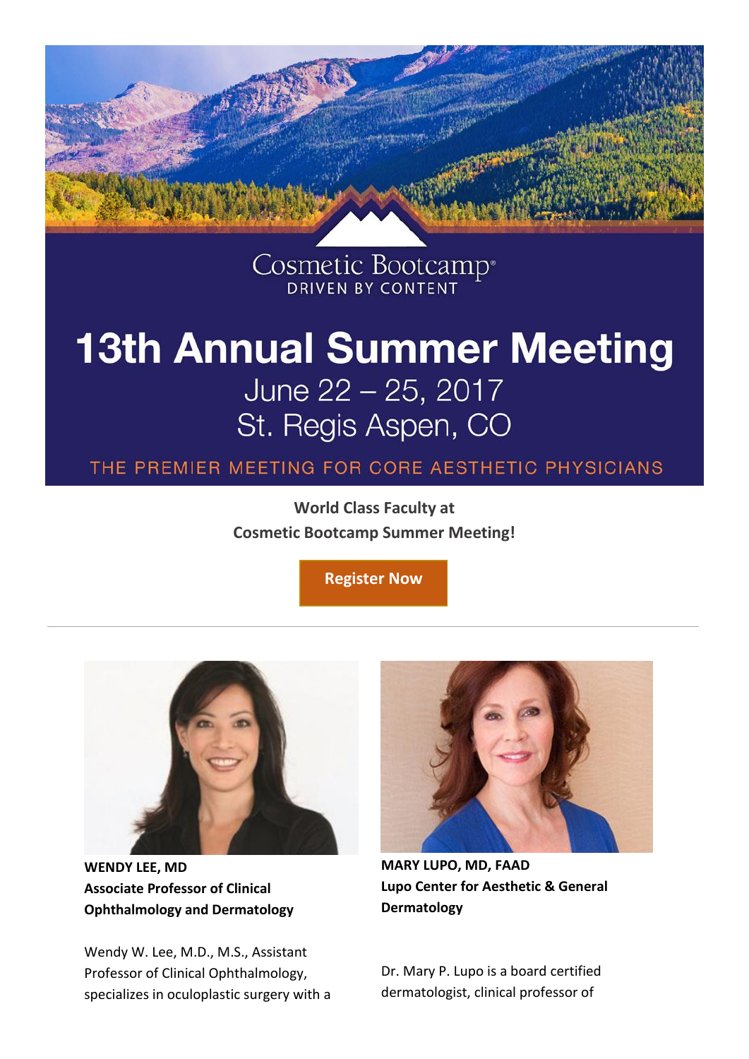Cosmetic Bootcamp®
DRIVEN BY CONTENT

# 13th Annual Summer Meeting

June 22 – 25, 2017
St. Regis Aspen, CO

THE PREMIER MEETING FOR CORE AESTHETIC PHYSICIANS

**World Class Faculty at**
**Cosmetic Bootcamp Summer Meeting!**

**Register Now**

---

**WENDY LEE, MD**
**Associate Professor of Clinical Ophthalmology and Dermatology**

Wendy W. Lee, M.D., M.S., Assistant Professor of Clinical Ophthalmology, specializes in oculoplastic surgery with a

**MARY LUPO, MD, FAAD**
**Lupo Center for Aesthetic & General Dermatology**

Dr. Mary P. Lupo is a board certified dermatologist, clinical professor of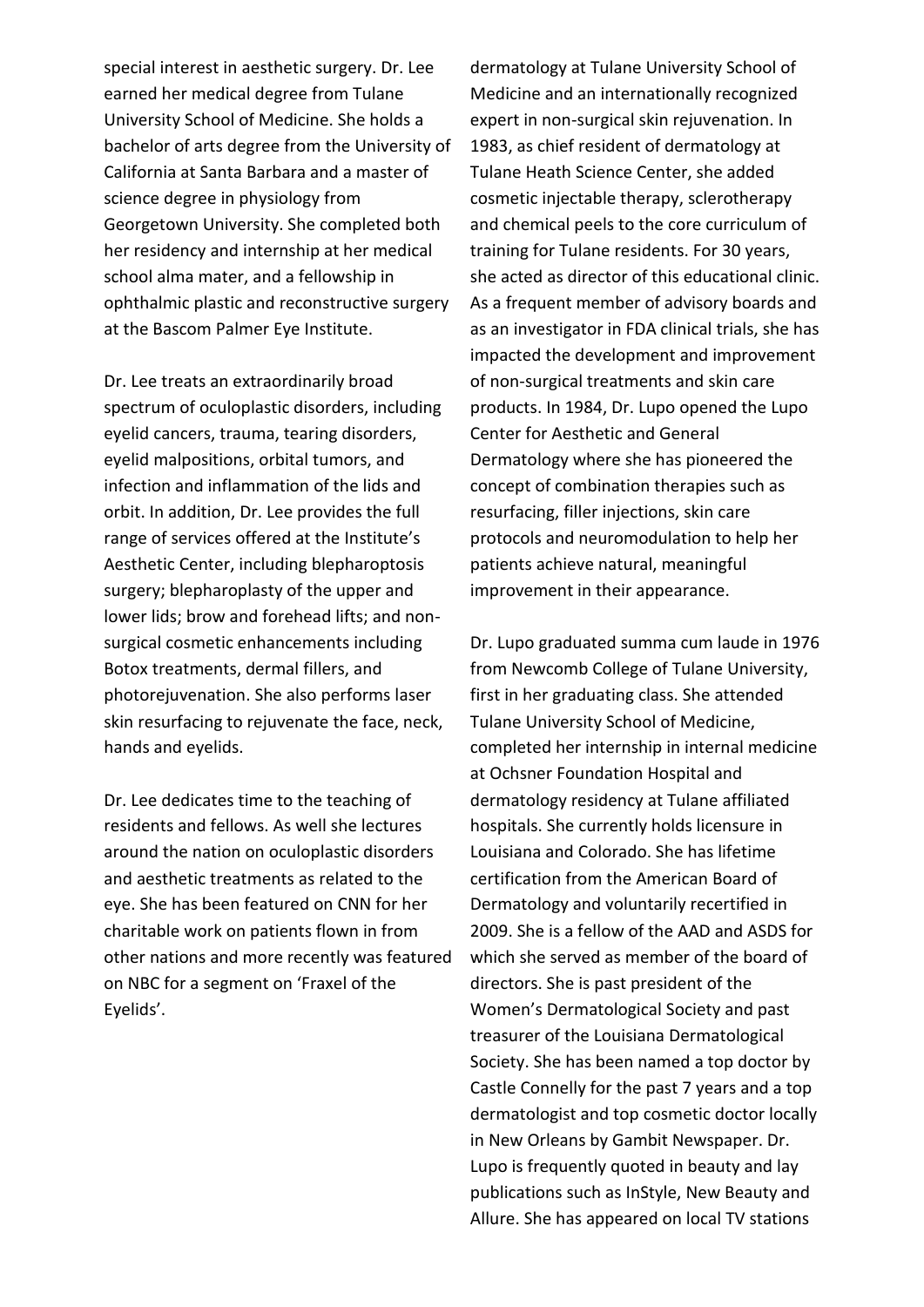special interest in aesthetic surgery. Dr. Lee earned her medical degree from Tulane University School of Medicine. She holds a bachelor of arts degree from the University of California at Santa Barbara and a master of science degree in physiology from Georgetown University. She completed both her residency and internship at her medical school alma mater, and a fellowship in ophthalmic plastic and reconstructive surgery at the Bascom Palmer Eye Institute.

Dr. Lee treats an extraordinarily broad spectrum of oculoplastic disorders, including eyelid cancers, trauma, tearing disorders, eyelid malpositions, orbital tumors, and infection and inflammation of the lids and orbit. In addition, Dr. Lee provides the full range of services offered at the Institute's Aesthetic Center, including blepharoptosis surgery; blepharoplasty of the upper and lower lids; brow and forehead lifts; and non-surgical cosmetic enhancements including Botox treatments, dermal fillers, and photorejuvenation. She also performs laser skin resurfacing to rejuvenate the face, neck, hands and eyelids.

Dr. Lee dedicates time to the teaching of residents and fellows. As well she lectures around the nation on oculoplastic disorders and aesthetic treatments as related to the eye. She has been featured on CNN for her charitable work on patients flown in from other nations and more recently was featured on NBC for a segment on 'Fraxel of the Eyelids'.

dermatology at Tulane University School of Medicine and an internationally recognized expert in non-surgical skin rejuvenation. In 1983, as chief resident of dermatology at Tulane Heath Science Center, she added cosmetic injectable therapy, sclerotherapy and chemical peels to the core curriculum of training for Tulane residents. For 30 years, she acted as director of this educational clinic. As a frequent member of advisory boards and as an investigator in FDA clinical trials, she has impacted the development and improvement of non-surgical treatments and skin care products. In 1984, Dr. Lupo opened the Lupo Center for Aesthetic and General Dermatology where she has pioneered the concept of combination therapies such as resurfacing, filler injections, skin care protocols and neuromodulation to help her patients achieve natural, meaningful improvement in their appearance.

Dr. Lupo graduated summa cum laude in 1976 from Newcomb College of Tulane University, first in her graduating class. She attended Tulane University School of Medicine, completed her internship in internal medicine at Ochsner Foundation Hospital and dermatology residency at Tulane affiliated hospitals. She currently holds licensure in Louisiana and Colorado. She has lifetime certification from the American Board of Dermatology and voluntarily recertified in 2009. She is a fellow of the AAD and ASDS for which she served as member of the board of directors. She is past president of the Women's Dermatological Society and past treasurer of the Louisiana Dermatological Society. She has been named a top doctor by Castle Connelly for the past 7 years and a top dermatologist and top cosmetic doctor locally in New Orleans by Gambit Newspaper. Dr. Lupo is frequently quoted in beauty and lay publications such as InStyle, New Beauty and Allure. She has appeared on local TV stations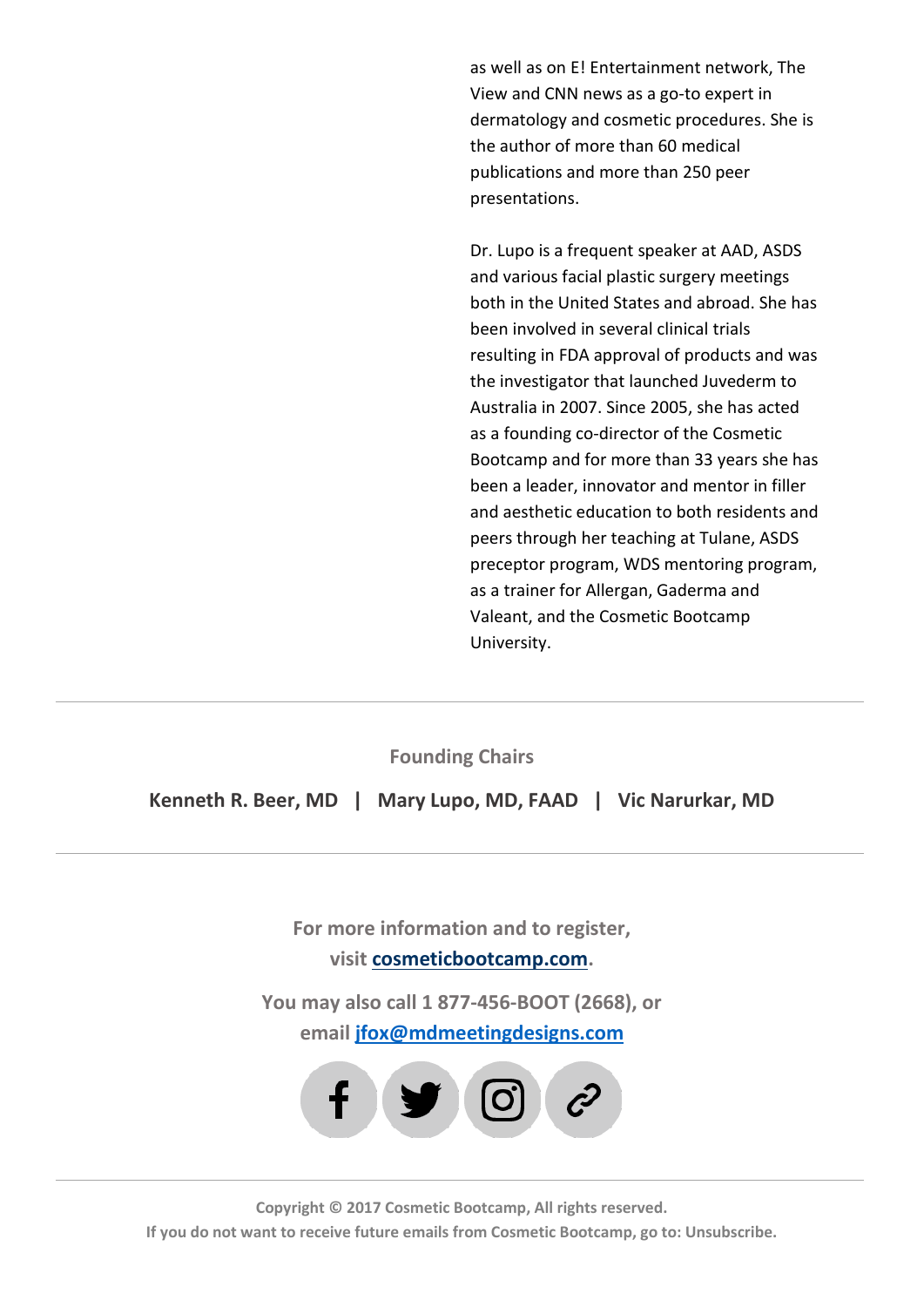as well as on E! Entertainment network, The View and CNN news as a go-to expert in dermatology and cosmetic procedures. She is the author of more than 60 medical publications and more than 250 peer presentations.

Dr. Lupo is a frequent speaker at AAD, ASDS and various facial plastic surgery meetings both in the United States and abroad. She has been involved in several clinical trials resulting in FDA approval of products and was the investigator that launched Juvederm to Australia in 2007. Since 2005, she has acted as a founding co-director of the Cosmetic Bootcamp and for more than 33 years she has been a leader, innovator and mentor in filler and aesthetic education to both residents and peers through her teaching at Tulane, ASDS preceptor program, WDS mentoring program, as a trainer for Allergan, Gaderma and Valeant, and the Cosmetic Bootcamp University.

---

**Founding Chairs**

**Kenneth R. Beer, MD | Mary Lupo, MD, FAAD | Vic Narurkar, MD**

---

**For more information and to register, visit [cosmeticbootcamp.com](cosmeticbootcamp.com).**

**You may also call 1 877-456-BOOT (2668), or email [jfox@mdmeetingdesigns.com](mailto:jfox@mdmeetingdesigns.com)**

---

**Copyright © 2017 Cosmetic Bootcamp, All rights reserved.**
**If you do not want to receive future emails from Cosmetic Bootcamp, go to: Unsubscribe.**